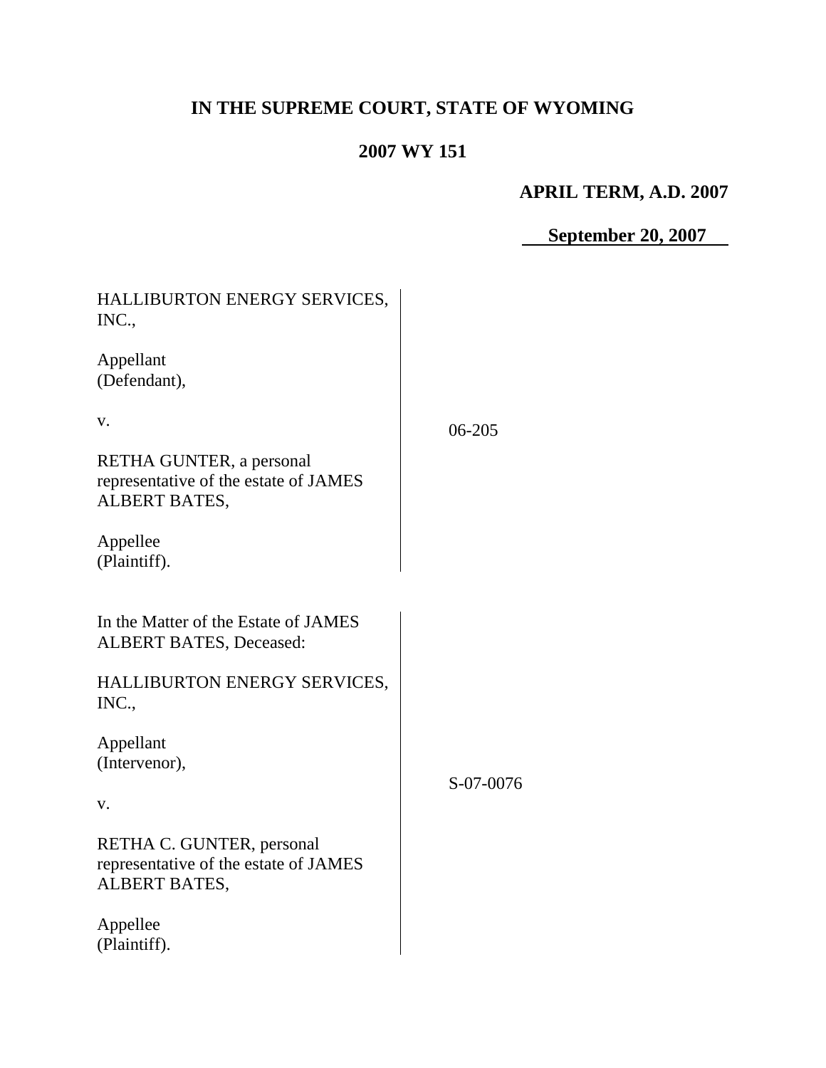**IN THE SUPREME COURT, STATE OF WYOMING**

**2007 WY 151**

**APRIL TERM, A.D. 2007**

**September 20, 2007**

| | |
|---|---|
| HALLIBURTON ENERGY SERVICES, INC.,<br><br>Appellant<br>(Defendant),<br><br>v.<br><br>RETHA GUNTER, a personal representative of the estate of JAMES ALBERT BATES,<br><br>Appellee<br>(Plaintiff). | 06-205 |

| | |
|---|---|
| In the Matter of the Estate of JAMES ALBERT BATES, Deceased:<br><br>HALLIBURTON ENERGY SERVICES, INC.,<br><br>Appellant<br>(Intervenor),<br><br>v.<br><br>RETHA C. GUNTER, personal representative of the estate of JAMES ALBERT BATES,<br><br>Appellee<br>(Plaintiff). | S-07-0076 |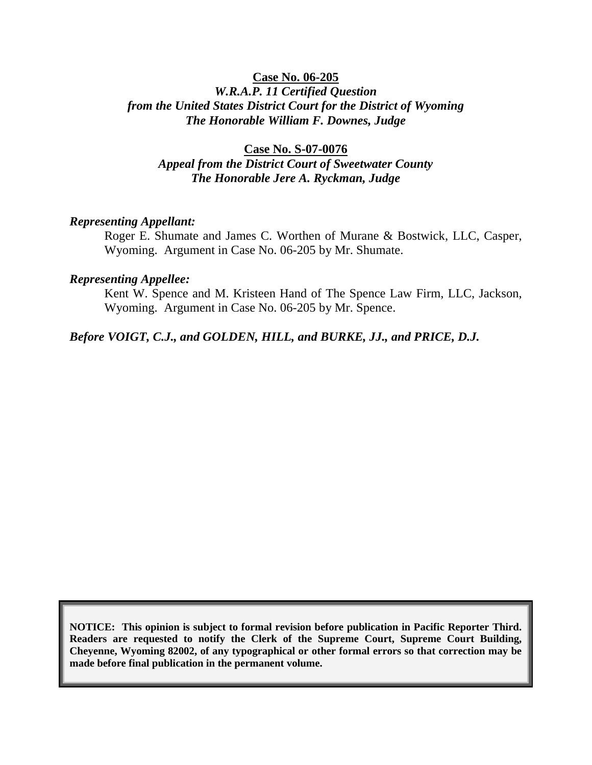**Case No. 06-205**

***W.R.A.P. 11 Certified Question***
***from the United States District Court for the District of Wyoming***
***The Honorable William F. Downes, Judge***

**Case No. S-07-0076**

***Appeal from the District Court of Sweetwater County***
***The Honorable Jere A. Ryckman, Judge***

***Representing Appellant:***

Roger E. Shumate and James C. Worthen of Murane & Bostwick, LLC, Casper, Wyoming. Argument in Case No. 06-205 by Mr. Shumate.

***Representing Appellee:***

Kent W. Spence and M. Kristeen Hand of The Spence Law Firm, LLC, Jackson, Wyoming. Argument in Case No. 06-205 by Mr. Spence.

***Before VOIGT, C.J., and GOLDEN, HILL, and BURKE, JJ., and PRICE, D.J.***

**NOTICE: This opinion is subject to formal revision before publication in Pacific Reporter Third. Readers are requested to notify the Clerk of the Supreme Court, Supreme Court Building, Cheyenne, Wyoming 82002, of any typographical or other formal errors so that correction may be made before final publication in the permanent volume.**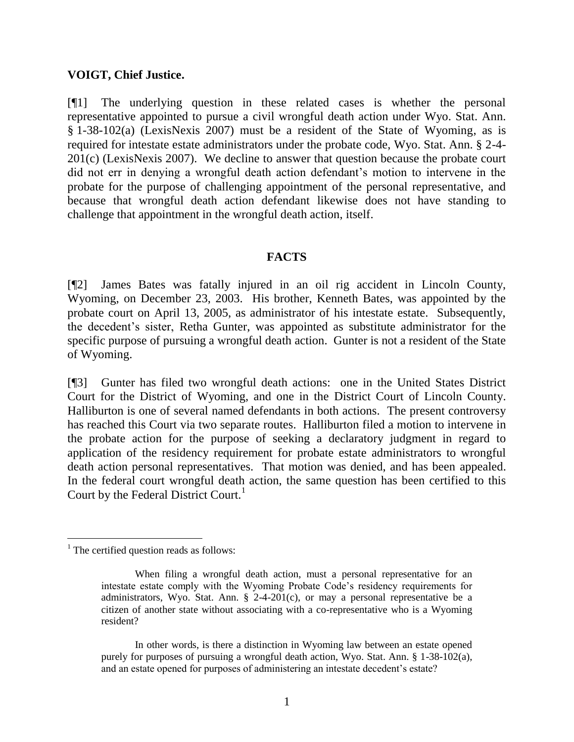**VOIGT, Chief Justice.**

[¶1] The underlying question in these related cases is whether the personal representative appointed to pursue a civil wrongful death action under Wyo. Stat. Ann. § 1-38-102(a) (LexisNexis 2007) must be a resident of the State of Wyoming, as is required for intestate estate administrators under the probate code, Wyo. Stat. Ann. § 2-4-201(c) (LexisNexis 2007). We decline to answer that question because the probate court did not err in denying a wrongful death action defendant's motion to intervene in the probate for the purpose of challenging appointment of the personal representative, and because that wrongful death action defendant likewise does not have standing to challenge that appointment in the wrongful death action, itself.

## FACTS

[¶2] James Bates was fatally injured in an oil rig accident in Lincoln County, Wyoming, on December 23, 2003. His brother, Kenneth Bates, was appointed by the probate court on April 13, 2005, as administrator of his intestate estate. Subsequently, the decedent's sister, Retha Gunter, was appointed as substitute administrator for the specific purpose of pursuing a wrongful death action. Gunter is not a resident of the State of Wyoming.

[¶3] Gunter has filed two wrongful death actions: one in the United States District Court for the District of Wyoming, and one in the District Court of Lincoln County. Halliburton is one of several named defendants in both actions. The present controversy has reached this Court via two separate routes. Halliburton filed a motion to intervene in the probate action for the purpose of seeking a declaratory judgment in regard to application of the residency requirement for probate estate administrators to wrongful death action personal representatives. That motion was denied, and has been appealed. In the federal court wrongful death action, the same question has been certified to this Court by the Federal District Court.[1]

---

[1] The certified question reads as follows:

> When filing a wrongful death action, must a personal representative for an intestate estate comply with the Wyoming Probate Code's residency requirements for administrators, Wyo. Stat. Ann. § 2-4-201(c), or may a personal representative be a citizen of another state without associating with a co-representative who is a Wyoming resident?
>
> In other words, is there a distinction in Wyoming law between an estate opened purely for purposes of pursuing a wrongful death action, Wyo. Stat. Ann. § 1-38-102(a), and an estate opened for purposes of administering an intestate decedent's estate?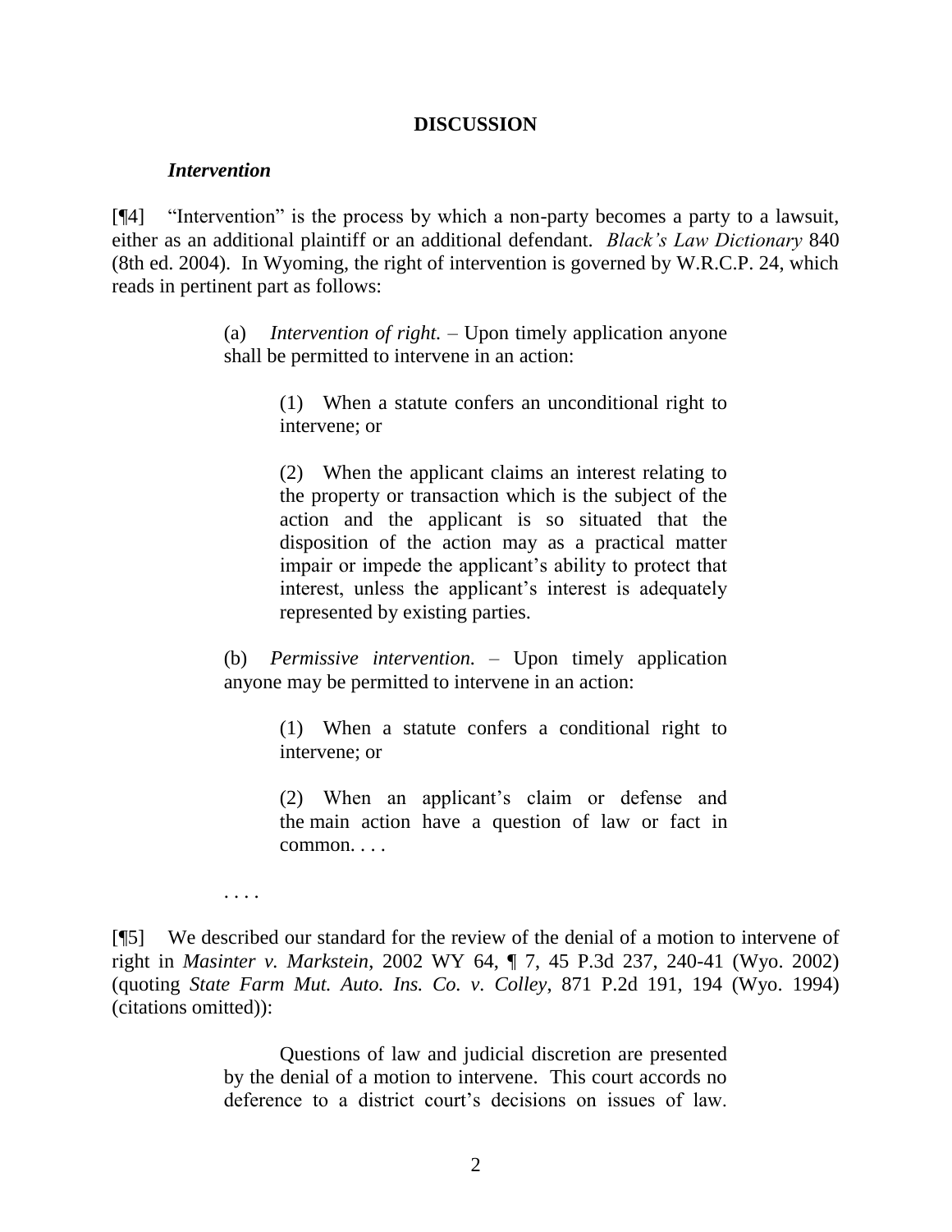## DISCUSSION

### *Intervention*

[¶4] "Intervention" is the process by which a non-party becomes a party to a lawsuit, either as an additional plaintiff or an additional defendant. *Black's Law Dictionary* 840 (8th ed. 2004). In Wyoming, the right of intervention is governed by W.R.C.P. 24, which reads in pertinent part as follows:

> (a) *Intervention of right.* – Upon timely application anyone shall be permitted to intervene in an action:
>
> > (1) When a statute confers an unconditional right to intervene; or
> >
> > (2) When the applicant claims an interest relating to the property or transaction which is the subject of the action and the applicant is so situated that the disposition of the action may as a practical matter impair or impede the applicant's ability to protect that interest, unless the applicant's interest is adequately represented by existing parties.
>
> (b) *Permissive intervention.* – Upon timely application anyone may be permitted to intervene in an action:
>
> > (1) When a statute confers a conditional right to intervene; or
> >
> > (2) When an applicant's claim or defense and the main action have a question of law or fact in common. . . .
>
> . . . .

[¶5] We described our standard for the review of the denial of a motion to intervene of right in *Masinter v. Markstein*, 2002 WY 64, ¶ 7, 45 P.3d 237, 240-41 (Wyo. 2002) (quoting *State Farm Mut. Auto. Ins. Co. v. Colley*, 871 P.2d 191, 194 (Wyo. 1994) (citations omitted)):

> Questions of law and judicial discretion are presented by the denial of a motion to intervene. This court accords no deference to a district court's decisions on issues of law.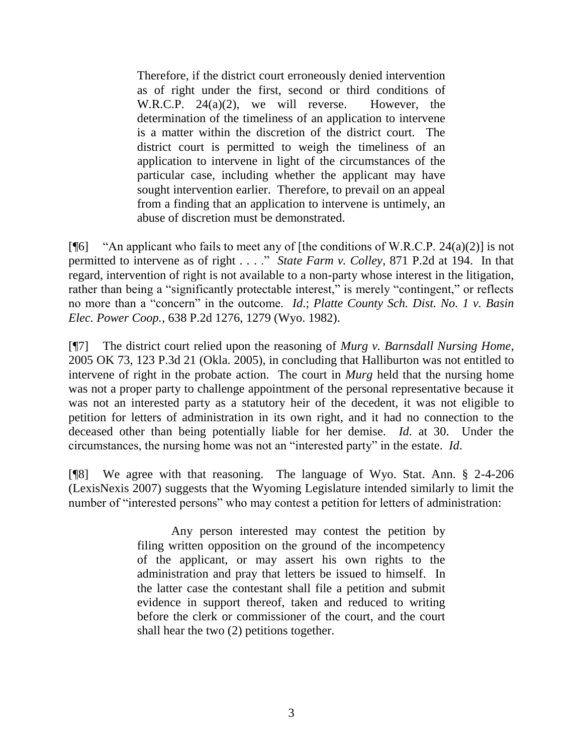> Therefore, if the district court erroneously denied intervention as of right under the first, second or third conditions of W.R.C.P. 24(a)(2), we will reverse. However, the determination of the timeliness of an application to intervene is a matter within the discretion of the district court. The district court is permitted to weigh the timeliness of an application to intervene in light of the circumstances of the particular case, including whether the applicant may have sought intervention earlier. Therefore, to prevail on an appeal from a finding that an application to intervene is untimely, an abuse of discretion must be demonstrated.

[¶6] "An applicant who fails to meet any of [the conditions of W.R.C.P. 24(a)(2)] is not permitted to intervene as of right . . . ." *State Farm v. Colley*, 871 P.2d at 194. In that regard, intervention of right is not available to a non-party whose interest in the litigation, rather than being a "significantly protectable interest," is merely "contingent," or reflects no more than a "concern" in the outcome. *Id.*; *Platte County Sch. Dist. No. 1 v. Basin Elec. Power Coop.*, 638 P.2d 1276, 1279 (Wyo. 1982).

[¶7] The district court relied upon the reasoning of *Murg v. Barnsdall Nursing Home*, 2005 OK 73, 123 P.3d 21 (Okla. 2005), in concluding that Halliburton was not entitled to intervene of right in the probate action. The court in *Murg* held that the nursing home was not a proper party to challenge appointment of the personal representative because it was not an interested party as a statutory heir of the decedent, it was not eligible to petition for letters of administration in its own right, and it had no connection to the deceased other than being potentially liable for her demise. *Id.* at 30. Under the circumstances, the nursing home was not an "interested party" in the estate. *Id.*

[¶8] We agree with that reasoning. The language of Wyo. Stat. Ann. § 2-4-206 (LexisNexis 2007) suggests that the Wyoming Legislature intended similarly to limit the number of "interested persons" who may contest a petition for letters of administration:

> Any person interested may contest the petition by filing written opposition on the ground of the incompetency of the applicant, or may assert his own rights to the administration and pray that letters be issued to himself. In the latter case the contestant shall file a petition and submit evidence in support thereof, taken and reduced to writing before the clerk or commissioner of the court, and the court shall hear the two (2) petitions together.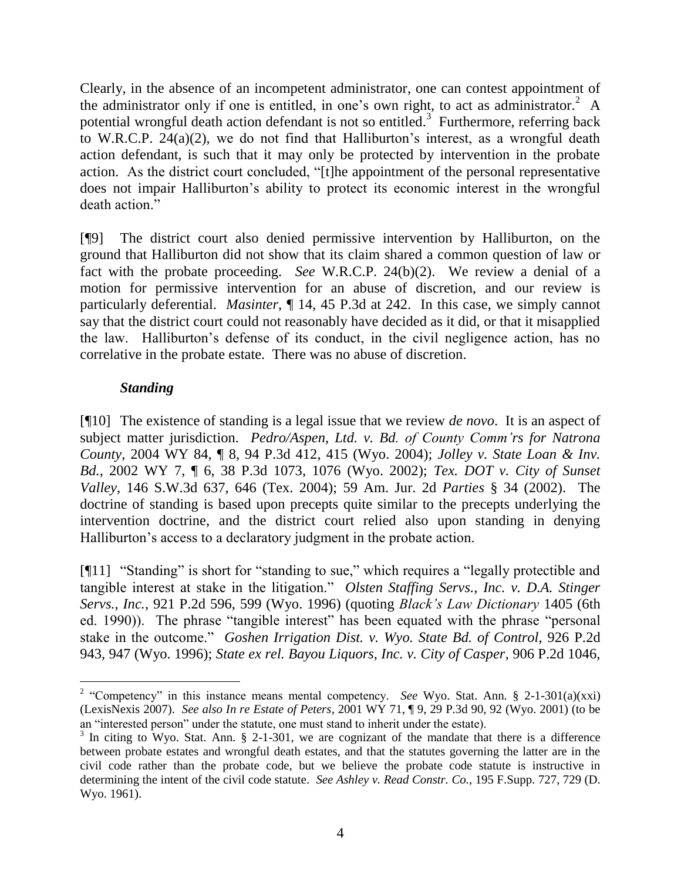Clearly, in the absence of an incompetent administrator, one can contest appointment of the administrator only if one is entitled, in one's own right, to act as administrator.[2] A potential wrongful death action defendant is not so entitled.[3] Furthermore, referring back to W.R.C.P. 24(a)(2), we do not find that Halliburton's interest, as a wrongful death action defendant, is such that it may only be protected by intervention in the probate action. As the district court concluded, "[t]he appointment of the personal representative does not impair Halliburton's ability to protect its economic interest in the wrongful death action."

[¶9] The district court also denied permissive intervention by Halliburton, on the ground that Halliburton did not show that its claim shared a common question of law or fact with the probate proceeding. *See* W.R.C.P. 24(b)(2). We review a denial of a motion for permissive intervention for an abuse of discretion, and our review is particularly deferential. *Masinter*, ¶ 14, 45 P.3d at 242. In this case, we simply cannot say that the district court could not reasonably have decided as it did, or that it misapplied the law. Halliburton's defense of its conduct, in the civil negligence action, has no correlative in the probate estate. There was no abuse of discretion.

### *Standing*

[¶10] The existence of standing is a legal issue that we review *de novo*. It is an aspect of subject matter jurisdiction. *Pedro/Aspen, Ltd. v. Bd. of County Comm'rs for Natrona County*, 2004 WY 84, ¶ 8, 94 P.3d 412, 415 (Wyo. 2004); *Jolley v. State Loan & Inv. Bd.*, 2002 WY 7, ¶ 6, 38 P.3d 1073, 1076 (Wyo. 2002); *Tex. DOT v. City of Sunset Valley*, 146 S.W.3d 637, 646 (Tex. 2004); 59 Am. Jur. 2d *Parties* § 34 (2002). The doctrine of standing is based upon precepts quite similar to the precepts underlying the intervention doctrine, and the district court relied also upon standing in denying Halliburton's access to a declaratory judgment in the probate action.

[¶11] "Standing" is short for "standing to sue," which requires a "legally protectible and tangible interest at stake in the litigation." *Olsten Staffing Servs., Inc. v. D.A. Stinger Servs., Inc.*, 921 P.2d 596, 599 (Wyo. 1996) (quoting *Black's Law Dictionary* 1405 (6th ed. 1990)). The phrase "tangible interest" has been equated with the phrase "personal stake in the outcome." *Goshen Irrigation Dist. v. Wyo. State Bd. of Control*, 926 P.2d 943, 947 (Wyo. 1996); *State ex rel. Bayou Liquors, Inc. v. City of Casper*, 906 P.2d 1046,

---

[2] "Competency" in this instance means mental competency. *See* Wyo. Stat. Ann. § 2-1-301(a)(xxi) (LexisNexis 2007). *See also In re Estate of Peters*, 2001 WY 71, ¶ 9, 29 P.3d 90, 92 (Wyo. 2001) (to be an "interested person" under the statute, one must stand to inherit under the estate).

[3] In citing to Wyo. Stat. Ann. § 2-1-301, we are cognizant of the mandate that there is a difference between probate estates and wrongful death estates, and that the statutes governing the latter are in the civil code rather than the probate code, but we believe the probate code statute is instructive in determining the intent of the civil code statute. *See Ashley v. Read Constr. Co.*, 195 F.Supp. 727, 729 (D. Wyo. 1961).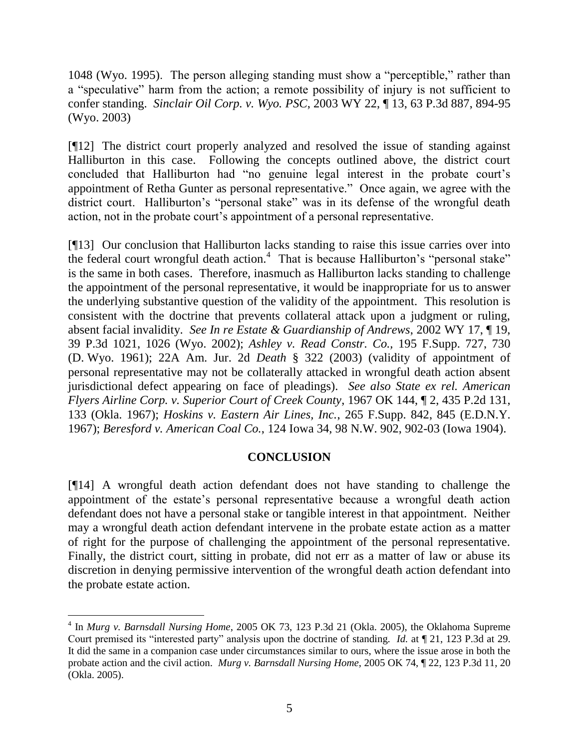1048 (Wyo. 1995). The person alleging standing must show a "perceptible," rather than a "speculative" harm from the action; a remote possibility of injury is not sufficient to confer standing. *Sinclair Oil Corp. v. Wyo. PSC*, 2003 WY 22, ¶ 13, 63 P.3d 887, 894-95 (Wyo. 2003)

[¶12] The district court properly analyzed and resolved the issue of standing against Halliburton in this case. Following the concepts outlined above, the district court concluded that Halliburton had "no genuine legal interest in the probate court's appointment of Retha Gunter as personal representative." Once again, we agree with the district court. Halliburton's "personal stake" was in its defense of the wrongful death action, not in the probate court's appointment of a personal representative.

[¶13] Our conclusion that Halliburton lacks standing to raise this issue carries over into the federal court wrongful death action.[4] That is because Halliburton's "personal stake" is the same in both cases. Therefore, inasmuch as Halliburton lacks standing to challenge the appointment of the personal representative, it would be inappropriate for us to answer the underlying substantive question of the validity of the appointment. This resolution is consistent with the doctrine that prevents collateral attack upon a judgment or ruling, absent facial invalidity. *See In re Estate & Guardianship of Andrews*, 2002 WY 17, ¶ 19, 39 P.3d 1021, 1026 (Wyo. 2002); *Ashley v. Read Constr. Co.,* 195 F.Supp. 727, 730 (D. Wyo. 1961); 22A Am. Jur. 2d *Death* § 322 (2003) (validity of appointment of personal representative may not be collaterally attacked in wrongful death action absent jurisdictional defect appearing on face of pleadings). *See also State ex rel. American Flyers Airline Corp. v. Superior Court of Creek County*, 1967 OK 144, ¶ 2, 435 P.2d 131, 133 (Okla. 1967); *Hoskins v. Eastern Air Lines, Inc.*, 265 F.Supp. 842, 845 (E.D.N.Y. 1967); *Beresford v. American Coal Co.*, 124 Iowa 34, 98 N.W. 902, 902-03 (Iowa 1904).

## CONCLUSION

[¶14] A wrongful death action defendant does not have standing to challenge the appointment of the estate's personal representative because a wrongful death action defendant does not have a personal stake or tangible interest in that appointment. Neither may a wrongful death action defendant intervene in the probate estate action as a matter of right for the purpose of challenging the appointment of the personal representative. Finally, the district court, sitting in probate, did not err as a matter of law or abuse its discretion in denying permissive intervention of the wrongful death action defendant into the probate estate action.

---

[4] In *Murg v. Barnsdall Nursing Home*, 2005 OK 73, 123 P.3d 21 (Okla. 2005), the Oklahoma Supreme Court premised its "interested party" analysis upon the doctrine of standing. *Id.* at ¶ 21, 123 P.3d at 29. It did the same in a companion case under circumstances similar to ours, where the issue arose in both the probate action and the civil action. *Murg v. Barnsdall Nursing Home*, 2005 OK 74, ¶ 22, 123 P.3d 11, 20 (Okla. 2005).